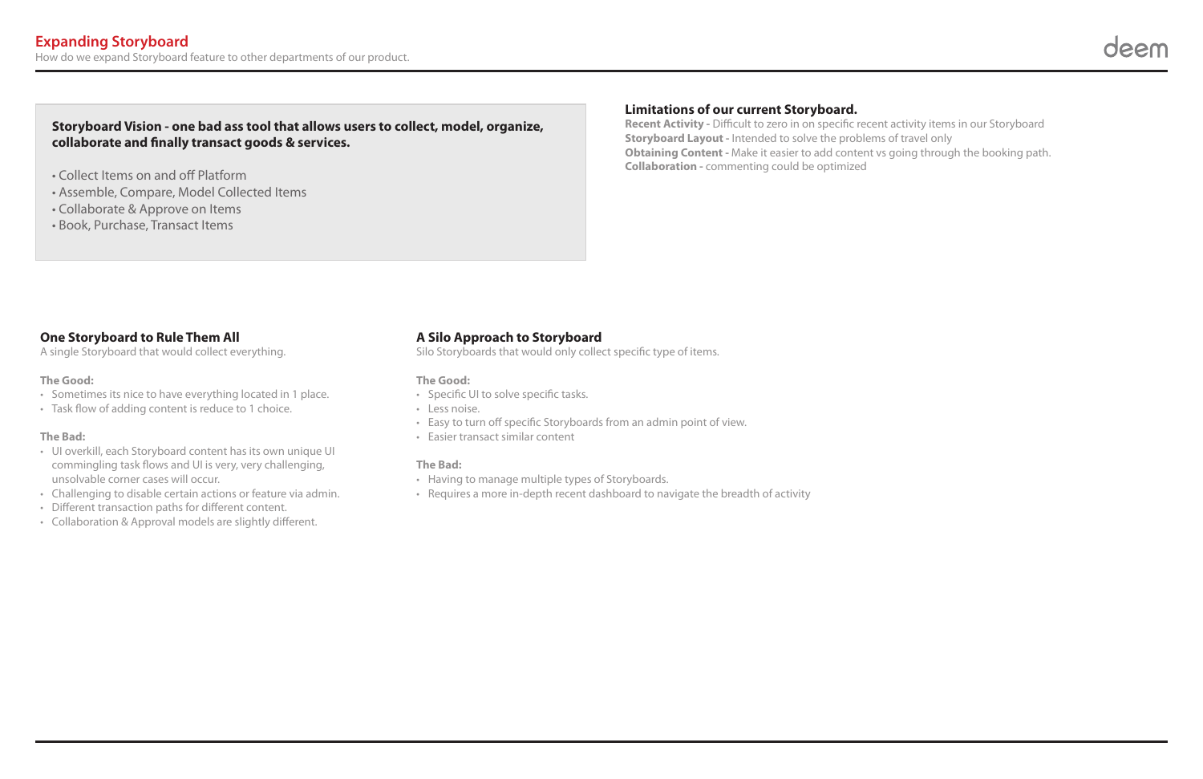# Expanding Storyboard

How do we expand Storyboard feature to other departments of our product.

**Storyboard Vision - one bad ass tool that allows users to collect, model, organize, collaborate and finally transact goods & services.**

- Collect Items on and off Platform
- Assemble, Compare, Model Collected Items
- Collaborate & Approve on Items
- Book, Purchase, Transact Items

## Limitations of our current Storyboard.

**Recent Activity -** Difficult to zero in on specific recent activity items in our Storyboard
**Storyboard Layout -** Intended to solve the problems of travel only
**Obtaining Content -** Make it easier to add content vs going through the booking path.
**Collaboration -** commenting could be optimized

## One Storyboard to Rule Them All

A single Storyboard that would collect everything.

**The Good:**

- Sometimes its nice to have everything located in 1 place.
- Task flow of adding content is reduce to 1 choice.

**The Bad:**

- UI overkill, each Storyboard content has its own unique UI commingling task flows and UI is very, very challenging, unsolvable corner cases will occur.
- Challenging to disable certain actions or feature via admin.
- Different transaction paths for different content.
- Collaboration & Approval models are slightly different.

## A Silo Approach to Storyboard

Silo Storyboards that would only collect specific type of items.

**The Good:**

- Specific UI to solve specific tasks.
- Less noise.
- Easy to turn off specific Storyboards from an admin point of view.
- Easier transact similar content

**The Bad:**

- Having to manage multiple types of Storyboards.
- Requires a more in-depth recent dashboard to navigate the breadth of activity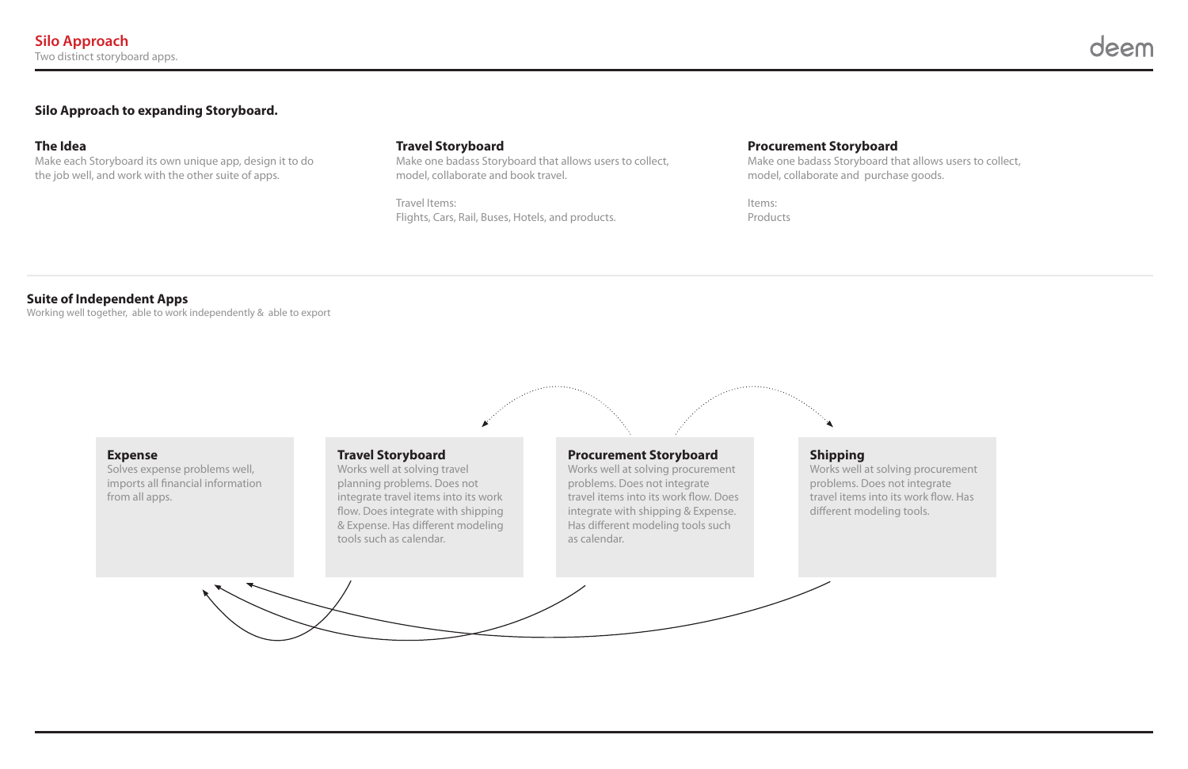## Silo Approach

Two distinct storyboard apps.

### Silo Approach to expanding Storyboard.

**The Idea**

Make each Storyboard its own unique app, design it to do the job well, and work with the other suite of apps.

**Travel Storyboard**

Make one badass Storyboard that allows users to collect, model, collaborate and book travel.

Travel Items:
Flights, Cars, Rail, Buses, Hotels, and products.

**Procurement Storyboard**

Make one badass Storyboard that allows users to collect, model, collaborate and purchase goods.

Items:
Products

### Suite of Independent Apps

Working well together, able to work independently & able to export

**Expense**

Solves expense problems well, imports all financial information from all apps.

**Travel Storyboard**

Works well at solving travel planning problems. Does not integrate travel items into its work flow. Does integrate with shipping & Expense. Has different modeling tools such as calendar.

**Procurement Storyboard**

Works well at solving procurement problems. Does not integrate travel items into its work flow. Does integrate with shipping & Expense. Has different modeling tools such as calendar.

**Shipping**

Works well at solving procurement problems. Does not integrate travel items into its work flow. Has different modeling tools.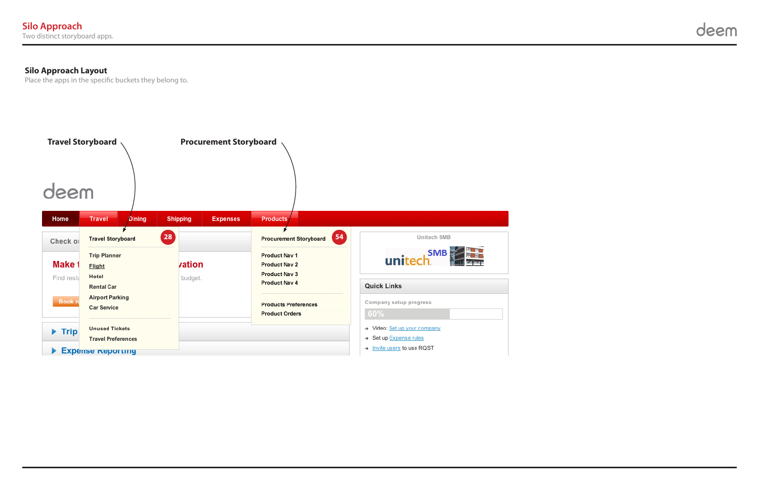# Silo Approach

Two distinct storyboard apps.

## Silo Approach Layout

Place the apps in the specific buckets they belong to.

Travel Storyboard

Procurement Storyboard

deem

Home | Travel | Dining | Shipping | Expenses | Products

Travel Storyboard 28

Trip Planner
Flight
Hotel
Rental Car
Airport Parking
Car Service

Unused Tickets
Travel Preferences

Procurement Storyboard 54

Product Nav 1
Product Nav 2
Product Nav 3
Product Nav 4

Products Preferences
Product Orders

Check o

Make t ... vation

Find resta ... budget.

Book n

Trip

Expense Reporting

Unitech SMB

unitech SMB

Quick Links

Company setup progress

60%

Video: Set up your company

Set up Expense rules

Invite users to use RQST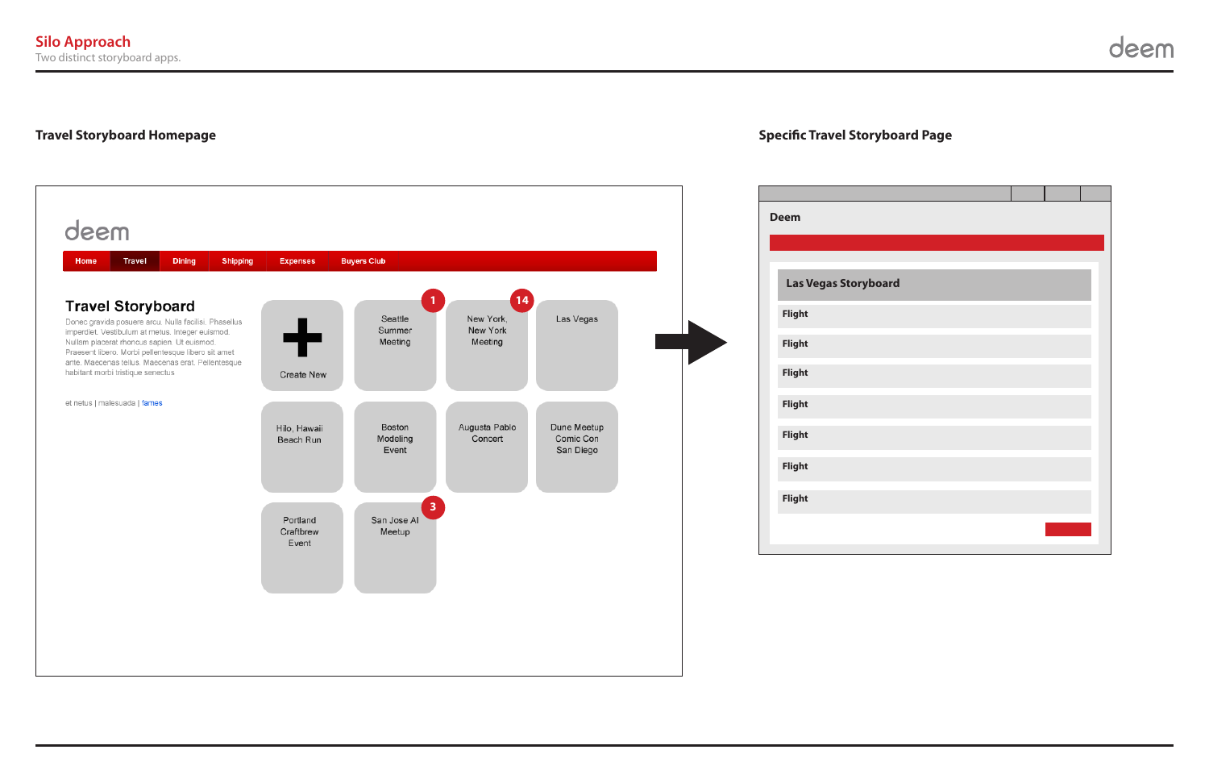## Silo Approach

Two distinct storyboard apps.

### Travel Storyboard Homepage

deem

Home | Travel | Dining | Shipping | Expenses | Buyers Club

**Travel Storyboard**

Donec gravida posuere arcu. Nulla facilisi. Phasellus imperdiet. Vestibulum at metus. Integer euismod. Nullam placerat rhoncus sapien. Ut euismod. Praesent libero. Morbi pellentesque libero sit amet ante. Maecenas tellus. Maecenas erat. Pellentesque habitant morbi tristique senectus

et netus | malesuada | fames

Create New

Seattle Summer Meeting (1)

New York, New York Meeting (14)

Las Vegas

Hilo, Hawaii Beach Run

Boston Modeling Event

Augusta Pablo Concert

Dune Meetup Comic Con San Diego

Portland Craftbrew Event

San Jose AI Meetup (3)

### Specific Travel Storyboard Page

Deem

**Las Vegas Storyboard**

Flight

Flight

Flight

Flight

Flight

Flight

Flight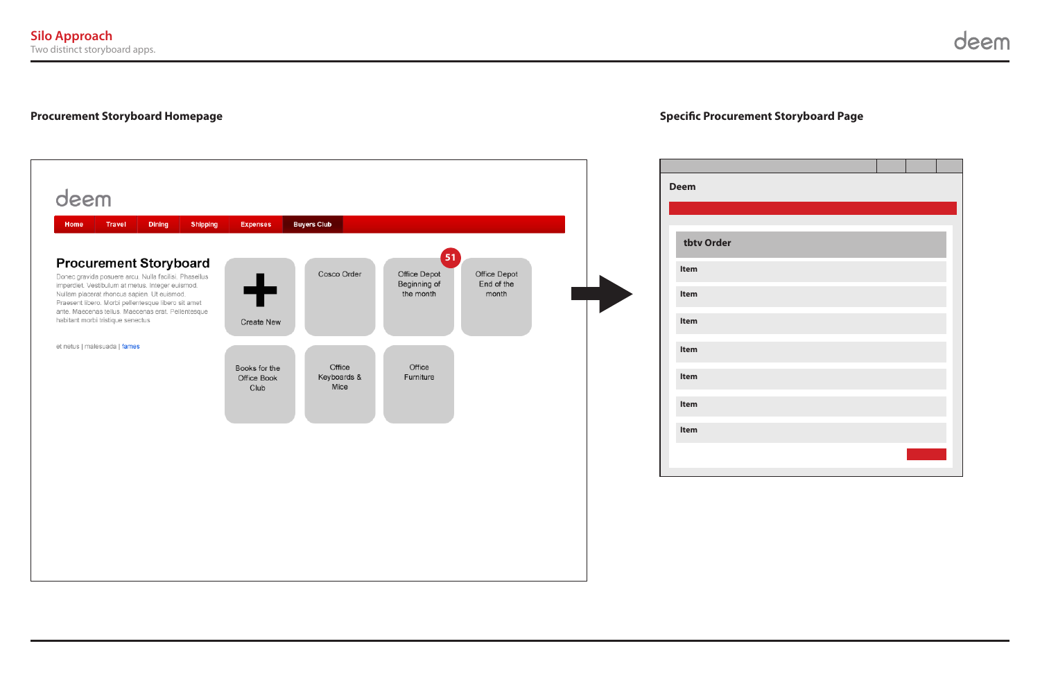# Silo Approach

Two distinct storyboard apps.

## Procurement Storyboard Homepage

deem

Home | Travel | Dining | Shipping | Expenses | Buyers Club

### Procurement Storyboard

Donec gravida posuere arcu. Nulla facilisi. Phasellus imperdiet. Vestibulum at metus. Integer euismod. Nullam placerat rhoncus sapien. Ut euismod. Praesent libero. Morbi pellentesque libero sit amet ante. Maecenas tellus. Maecenas erat. Pellentesque habitant morbi tristique senectus

et netus | malesuada | fames

- Create New
- Cosco Order
- Office Depot Beginning of the month (51)
- Office Depot End of the month
- Books for the Office Book Club
- Office Keyboards & Mice
- Office Furniture

## Specific Procurement Storyboard Page

Deem

**tbtv Order**

- Item
- Item
- Item
- Item
- Item
- Item
- Item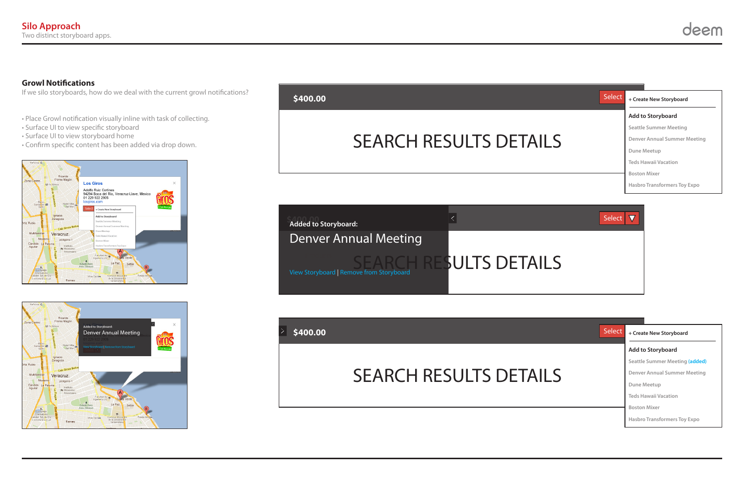## Silo Approach

Two distinct storyboard apps.

### Growl Notifications

If we silo storyboards, how do we deal with the current growl notifications?

- Place Growl notification visually inline with task of collecting.
- Surface UI to view specific storyboard
- Surface UI to view storyboard home
- Confirm specific content has been added via drop down.

$400.00

Select

+ Create New Storyboard

**Add to Storyboard**

Seattle Summer Meeting

Denver Annual Summer Meeting

Dune Meetup

Teds Hawaii Vacation

Boston Mixer

Hasbro Transformers Toy Expo

SEARCH RESULTS DETAILS

Added to Storyboard:

Denver Annual Meeting

View Storyboard | Remove from Storyboard

Select

SEARCH RESULTS DETAILS

$400.00

Select

+ Create New Storyboard

**Add to Storyboard**

Seattle Summer Meeting (added)

Denver Annual Summer Meeting

Dune Meetup

Teds Hawaii Vacation

Boston Mixer

Hasbro Transformers Toy Expo

SEARCH RESULTS DETAILS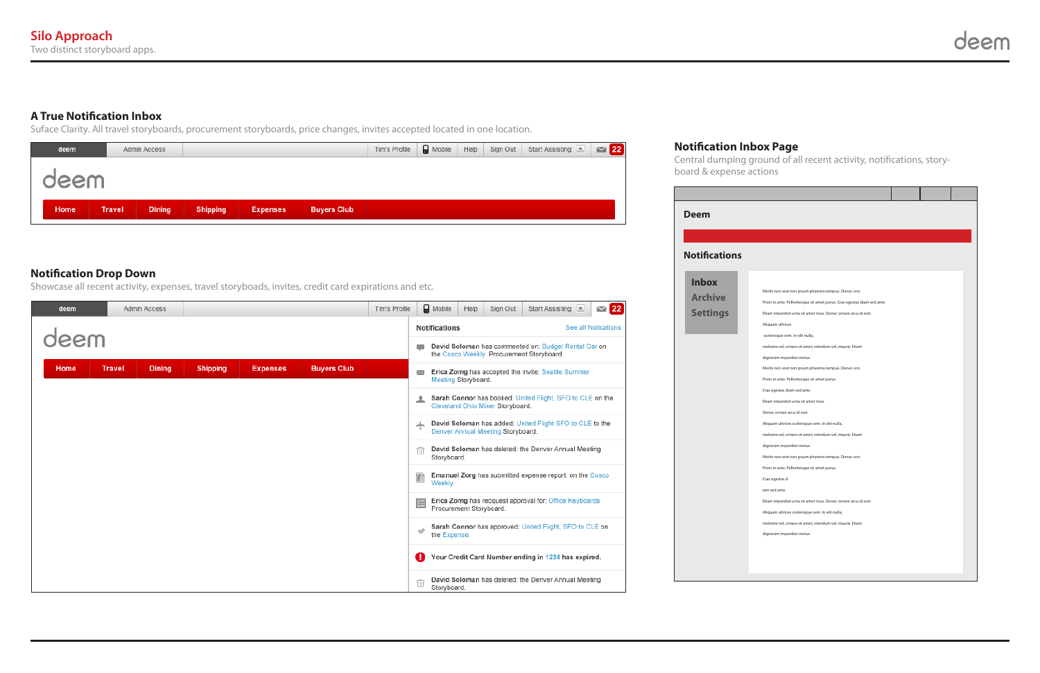## Silo Approach

Two distinct storyboard apps.

### A True Notification Inbox

Suface Clarity. All travel storyboards, procurement storyboards, price changes, invites accepted located in one location.

deem | Admin Access | Tim's Profile | Mobile | Help | Sign Out | Start Assisting | 22

deem

Home | Travel | Dining | Shipping | Expenses | Buyers Club

### Notification Drop Down

Showcase all recent activity, expenses, travel storyboads, invites, credit card expirations and etc.

deem | Admin Access | Tim's Profile | Mobile | Help | Sign Out | Start Assisting | 22

deem

Home | Travel | Dining | Shipping | Expenses | Buyers Club

**Notifications** — See all Notications

- **David Soloman** has commented on: Budget Rental Car on the Cosco Weekly Procurement Storyboard.
- **Erica Zomg** has accepted the invite: Seattle Summer Meeting Storyboard.
- **Sarah Connor** has booked: United Flight, SFO to CLE on the Cleveland Ohio Mixer Storyboard.
- **David Soloman** has added: United Flight SFO to CLE to the Denver Annual Meeting Storyboard.
- **David Soloman** has deleted: the Denver Annual Meeting Storyboard.
- **Emanuel Zorg** has submitted expense report: on the Cosco Weekly.
- **Erica Zomg** has recquest approval for: Office Keyboards Procurement Storyboard.
- **Sarah Connor** has approved: United Flight, SFO to CLE on the Expense.
- **Your Credit Card Number ending in 1234 has expired.**
- **David Soloman** has deleted: the Denver Annual Meeting Storyboard.

### Notification Inbox Page

Central dumping ground of all recent activity, notifications, story-board & expense actions

**Deem**

**Notifications**

**Inbox**
**Archive**
**Settings**

Morbi non erat non ipsum pharetra tempus. Donec orci.
Proin in ante. Pellentesque sit amet purus. Cras egestas diam sed ante.
Etiam imperdiet urna sit amet risus. Donec ornare arcu id erat.
Aliquam ultrices
scelerisque sem. In elit nulla,
molestie vel, ornare sit amet, interdum vel, mauris. Etiam
dignissim imperdiet metus.
Morbi non erat non ipsum pharetra tempus. Donec orci.
Proin in ante. Pellentesque sit amet purus.
Cras egestas diam sed ante.
Etiam imperdiet urna sit amet risus.
Donec ornare arcu id erat.
Aliquam ultrices scelerisque sem. In elit nulla,
molestie vel, ornare sit amet, interdum vel, mauris. Etiam
dignissim imperdiet metus.
Morbi non erat non ipsum pharetra tempus. Donec orci.
Proin in ante. Pellentesque sit amet purus.
Cras egestas d
iam sed ante.
Etiam imperdiet urna sit amet risus. Donec ornare arcu id erat.
Aliquam ultrices scelerisque sem. In elit nulla,
molestie vel, ornare sit amet, interdum vel, mauris. Etiam
dignissim imperdiet metus.